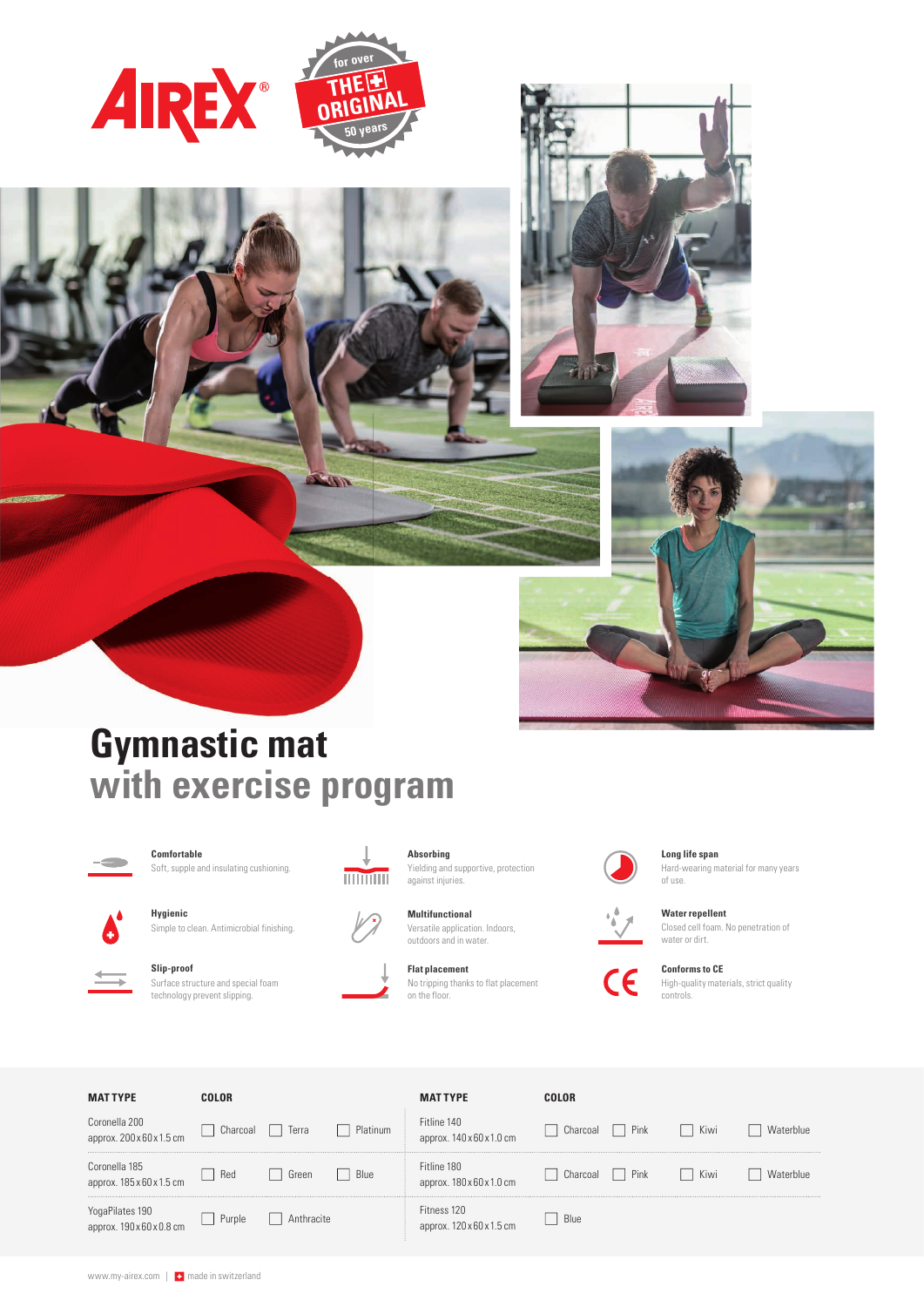AIREX®

for over THE ORIGINAL 50 years

# Gymnastic mat
## with exercise program

**Comfortable**
Soft, supple and insulating cushioning.

**Hygienic**
Simple to clean. Antimicrobial finishing.

**Slip-proof**
Surface structure and special foam technology prevent slipping.

**Absorbing**
Yielding and supportive, protection against injuries.

**Multifunctional**
Versatile application. Indoors, outdoors and in water.

**Flat placement**
No tripping thanks to flat placement on the floor.

**Long life span**
Hard-wearing material for many years of use.

**Water repellent**
Closed cell foam. No penetration of water or dirt.

**Conforms to CE**
High-quality materials, strict quality controls.

| MAT TYPE | COLOR | | |
|---|---|---|---|
| Coronella 200<br>approx. 200 x 60 x 1.5 cm | ☐ Charcoal | ☐ Terra | ☐ Platinum |
| Coronella 185<br>approx. 185 x 60 x 1.5 cm | ☐ Red | ☐ Green | ☐ Blue |
| YogaPilates 190<br>approx. 190 x 60 x 0.8 cm | ☐ Purple | ☐ Anthracite | |

| MAT TYPE | COLOR | | | |
|---|---|---|---|---|
| Fitline 140<br>approx. 140 x 60 x 1.0 cm | ☐ Charcoal | ☐ Pink | ☐ Kiwi | ☐ Waterblue |
| Fitline 180<br>approx. 180 x 60 x 1.0 cm | ☐ Charcoal | ☐ Pink | ☐ Kiwi | ☐ Waterblue |
| Fitness 120<br>approx. 120 x 60 x 1.5 cm | ☐ Blue | | | |

www.my-airex.com | made in switzerland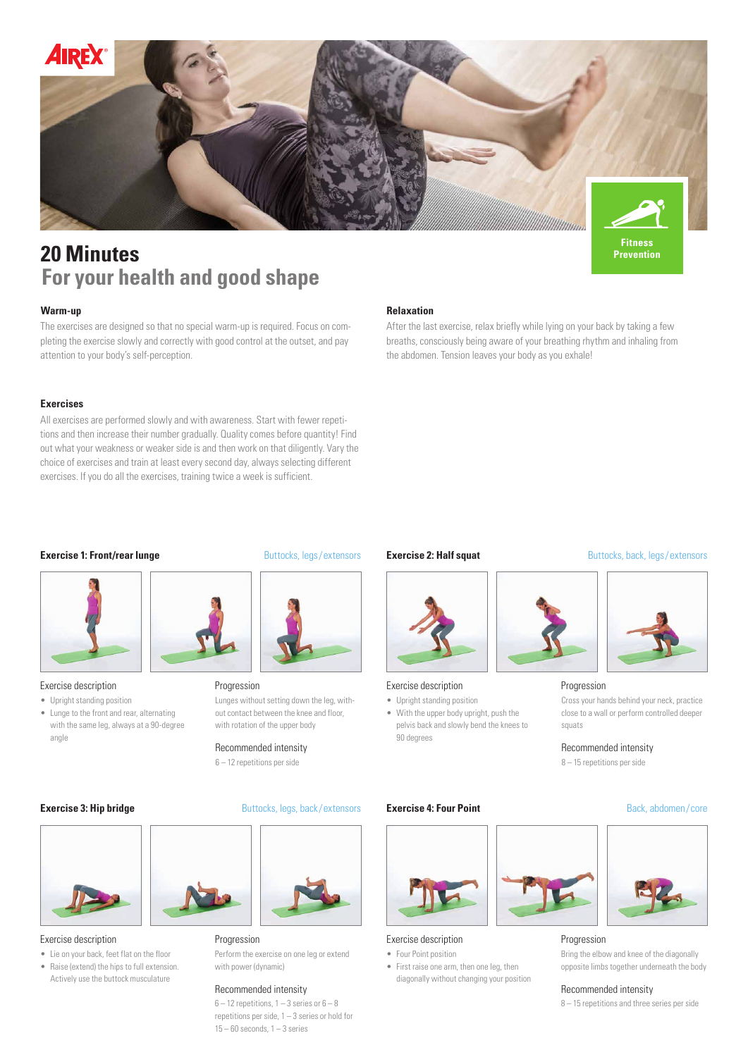# 20 Minutes

## For your health and good shape

Fitness
Prevention

### Warm-up

The exercises are designed so that no special warm-up is required. Focus on completing the exercise slowly and correctly with good control at the outset, and pay attention to your body's self-perception.

### Exercises

All exercises are performed slowly and with awareness. Start with fewer repetitions and then increase their number gradually. Quality comes before quantity! Find out what your weakness or weaker side is and then work on that diligently. Vary the choice of exercises and train at least every second day, always selecting different exercises. If you do all the exercises, training twice a week is sufficient.

### Relaxation

After the last exercise, relax briefly while lying on your back by taking a few breaths, consciously being aware of your breathing rhythm and inhaling from the abdomen. Tension leaves your body as you exhale!

### Exercise 1: Front/rear lunge

Buttocks, legs/extensors

**Exercise description**

- Upright standing position
- Lunge to the front and rear, alternating with the same leg, always at a 90-degree angle

**Progression**

Lunges without setting down the leg, without contact between the knee and floor, with rotation of the upper body

**Recommended intensity**

6 – 12 repetitions per side

### Exercise 2: Half squat

Buttocks, back, legs/extensors

**Exercise description**

- Upright standing position
- With the upper body upright, push the pelvis back and slowly bend the knees to 90 degrees

**Progression**

Cross your hands behind your neck, practice close to a wall or perform controlled deeper squats

**Recommended intensity**

8 – 15 repetitions per side

### Exercise 3: Hip bridge

Buttocks, legs, back/extensors

**Exercise description**

- Lie on your back, feet flat on the floor
- Raise (extend) the hips to full extension. Actively use the buttock musculature

**Progression**

Perform the exercise on one leg or extend with power (dynamic)

**Recommended intensity**

6 – 12 repetitions, 1 – 3 series or 6 – 8 repetitions per side, 1 – 3 series or hold for 15 – 60 seconds, 1 – 3 series

### Exercise 4: Four Point

Back, abdomen/core

**Exercise description**

- Four Point position
- First raise one arm, then one leg, then diagonally without changing your position

**Progression**

Bring the elbow and knee of the diagonally opposite limbs together underneath the body

**Recommended intensity**

8 – 15 repetitions and three series per side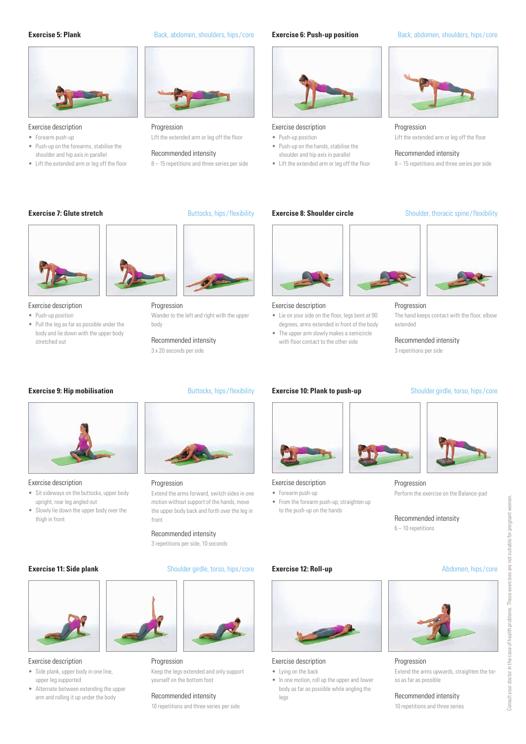## Exercise 5: Plank

Back, abdomen, shoulders, hips / core

Exercise description

- Forearm push-up
- Push-up on the forearms, stabilise the shoulder and hip axis in parallel
- Lift the extended arm or leg off the floor

Progression

Lift the extended arm or leg off the floor

Recommended intensity

8 – 15 repetitions and three series per side

## Exercise 6: Push-up position

Back, abdomen, shoulders, hips / core

Exercise description

- Push-up position
- Push-up on the hands, stabilise the shoulder and hip axis in parallel
- Lift the extended arm or leg off the floor

Progression

Lift the extended arm or leg off the floor

Recommended intensity

8 – 15 repetitions and three series per side

## Exercise 7: Glute stretch

Buttocks, hips / flexibility

Exercise description

- Push-up position
- Pull the leg as far as possible under the body and lie down with the upper body stretched out

Progression

Wander to the left and right with the upper body

Recommended intensity

3 x 20 seconds per side

## Exercise 8: Shoulder circle

Shoulder, thoracic spine / flexibility

Exercise description

- Lie on your side on the floor, legs bent at 90 degrees, arms extended in front of the body
- The upper arm slowly makes a semicircle with floor contact to the other side

Progression

The hand keeps contact with the floor, elbow extended

Recommended intensity

3 repetitions per side

## Exercise 9: Hip mobilisation

Buttocks, hips / flexibility

Exercise description

- Sit sideways on the buttocks, upper body upright, rear leg angled out
- Slowly lie down the upper body over the thigh in front

Progression

Extend the arms forward, switch sides in one motion without support of the hands, move the upper body back and forth over the leg in front

Recommended intensity

3 repetitions per side, 10 seconds

## Exercise 10: Plank to push-up

Shoulder girdle, torso, hips / core

Exercise description

- Forearm push-up
- From the forearm push-up, straighten up to the push-up on the hands

Progression

Perform the exercise on the Balance-pad

Recommended intensity

6 – 10 repetitions

## Exercise 11: Side plank

Shoulder girdle, torso, hips / core

Exercise description

- Side plank, upper body in one line, upper leg supported
- Alternate between extending the upper arm and rolling it up under the body

Progression

Keep the legs extended and only support yourself on the bottom foot

Recommended intensity

10 repetitions and three series per side

## Exercise 12: Roll-up

Abdomen, hips / core

Exercise description

- Lying on the back
- In one motion, roll up the upper and lower body as far as possible while angling the legs

Progression

Extend the arms upwards, straighten the torso as far as possible

Recommended intensity

10 repetitions and three series

Consult your doctor in the case of health problems. These exercises are not suitable for pregnant women.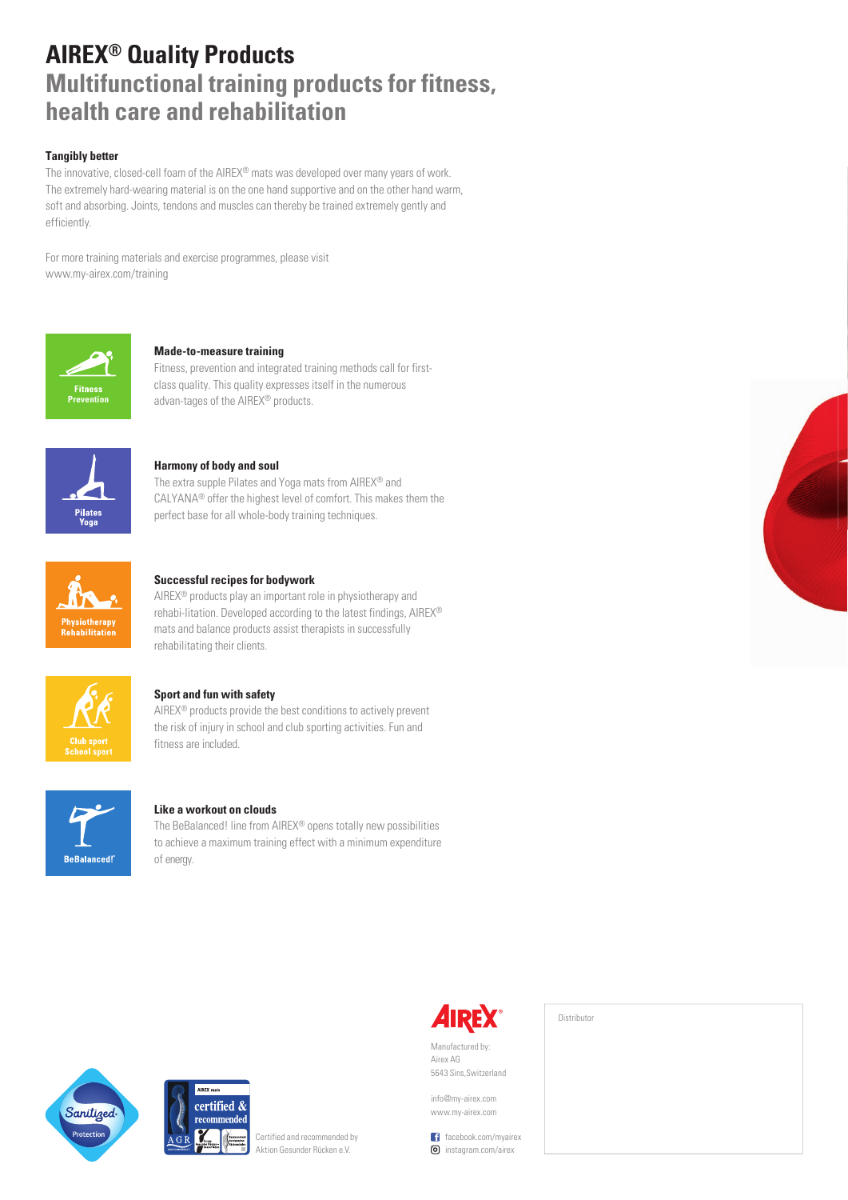# AIREX® Quality Products

## Multifunctional training products for fitness, health care and rehabilitation

**Tangibly better**

The innovative, closed-cell foam of the AIREX® mats was developed over many years of work. The extremely hard-wearing material is on the one hand supportive and on the other hand warm, soft and absorbing. Joints, tendons and muscles can thereby be trained extremely gently and efficiently.

For more training materials and exercise programmes, please visit www.my-airex.com/training

Fitness Prevention

**Made-to-measure training**

Fitness, prevention and integrated training methods call for first-class quality. This quality expresses itself in the numerous advan-tages of the AIREX® products.

Pilates Yoga

**Harmony of body and soul**

The extra supple Pilates and Yoga mats from AIREX® and CALYANA® offer the highest level of comfort. This makes them the perfect base for all whole-body training techniques.

Physiotherapy Rehabilitation

**Successful recipes for bodywork**

AIREX® products play an important role in physiotherapy and rehabi-litation. Developed according to the latest findings, AIREX® mats and balance products assist therapists in successfully rehabilitating their clients.

Club sport School sport

**Sport and fun with safety**

AIREX® products provide the best conditions to actively prevent the risk of injury in school and club sporting activities. Fun and fitness are included.

BeBalanced!

**Like a workout on clouds**

The BeBalanced! line from AIREX® opens totally new possibilities to achieve a maximum training effect with a minimum expenditure of energy.

Sanitized Protection

Certified and recommended by Aktion Gesunder Rücken e.V.

Manufactured by:
Airex AG
5643 Sins,Switzerland

info@my-airex.com
www.my-airex.com

facebook.com/myairex
instagram.com/airex

Distributor